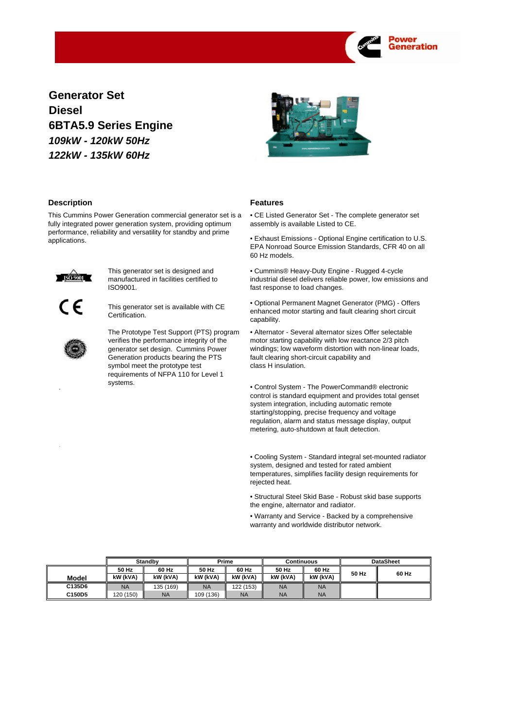# Generator Set
# Diesel
# 6BTA5.9 Series Engine
## *109kW - 120kW 50Hz*
## *122kW - 135kW 60Hz*

### Description

This Cummins Power Generation commercial generator set is a fully integrated power generation system, providing optimum performance, reliability and versatility for standby and prime applications.

This generator set is designed and manufactured in facilities certified to ISO9001.

This generator set is available with CE Certification.

The Prototype Test Support (PTS) program verifies the performance integrity of the generator set design. Cummins Power Generation products bearing the PTS symbol meet the prototype test requirements of NFPA 110 for Level 1 systems.

### Features

• CE Listed Generator Set - The complete generator set assembly is available Listed to CE.

• Exhaust Emissions - Optional Engine certification to U.S. EPA Nonroad Source Emission Standards, CFR 40 on all 60 Hz models.

• Cummins® Heavy-Duty Engine - Rugged 4-cycle industrial diesel delivers reliable power, low emissions and fast response to load changes.

• Optional Permanent Magnet Generator (PMG) - Offers enhanced motor starting and fault clearing short circuit capability.

• Alternator - Several alternator sizes Offer selectable motor starting capability with low reactance 2/3 pitch windings; low waveform distortion with non-linear loads, fault clearing short-circuit capability and class H insulation.

• Control System - The PowerCommand® electronic control is standard equipment and provides total genset system integration, including automatic remote starting/stopping, precise frequency and voltage regulation, alarm and status message display, output metering, auto-shutdown at fault detection.

• Cooling System - Standard integral set-mounted radiator system, designed and tested for rated ambient temperatures, simplifies facility design requirements for rejected heat.

• Structural Steel Skid Base - Robust skid base supports the engine, alternator and radiator.

• Warranty and Service - Backed by a comprehensive warranty and worldwide distributor network.

| Model | Standby | | Prime | | Continuous | | DataSheet | |
|---|---|---|---|---|---|---|---|---|
| | 50 Hz kW (kVA) | 60 Hz kW (kVA) | 50 Hz kW (kVA) | 60 Hz kW (kVA) | 50 Hz kW (kVA) | 60 Hz kW (kVA) | 50 Hz | 60 Hz |
| C135D6 | NA | 135 (169) | NA | 122 (153) | NA | NA | | |
| C150D5 | 120 (150) | NA | 109 (136) | NA | NA | NA | | |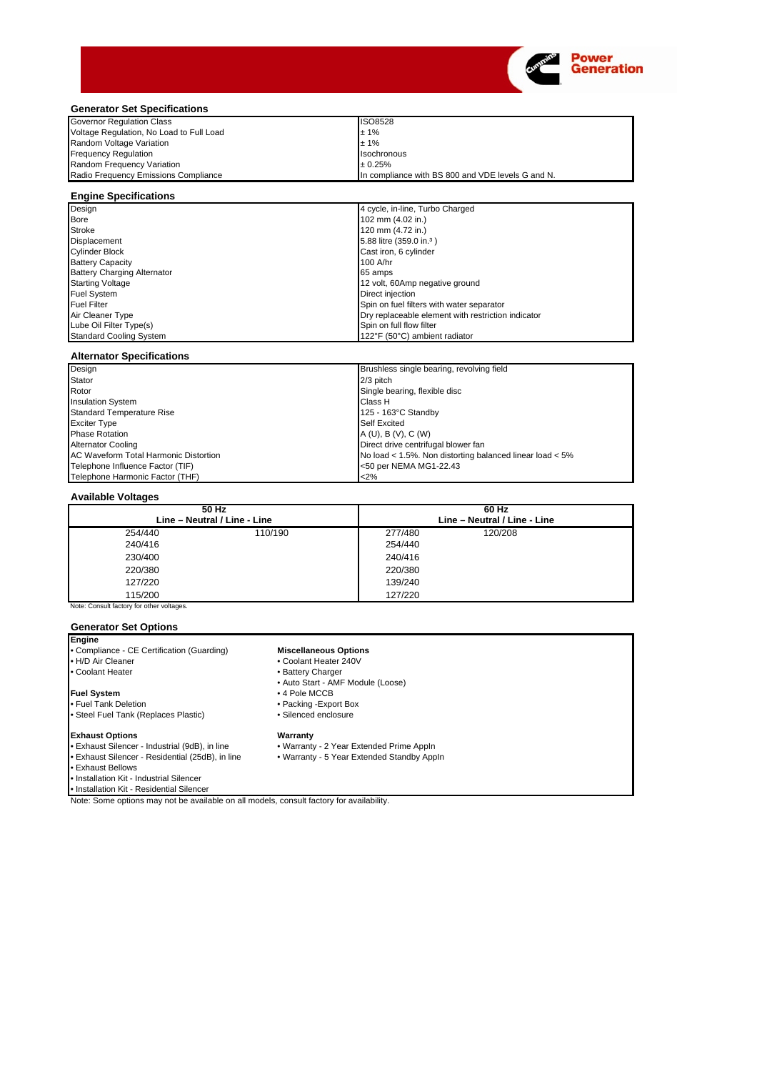## Generator Set Specifications

| | |
|---|---|
| Governor Regulation Class | ISO8528 |
| Voltage Regulation, No Load to Full Load | ± 1% |
| Random Voltage Variation | ± 1% |
| Frequency Regulation | Isochronous |
| Random Frequency Variation | ± 0.25% |
| Radio Frequency Emissions Compliance | In compliance with BS 800 and VDE levels G and N. |

## Engine Specifications

| | |
|---|---|
| Design | 4 cycle, in-line, Turbo Charged |
| Bore | 102 mm (4.02 in.) |
| Stroke | 120 mm (4.72 in.) |
| Displacement | 5.88 litre (359.0 in.$^3$ ) |
| Cylinder Block | Cast iron, 6 cylinder |
| Battery Capacity | 100 A/hr |
| Battery Charging Alternator | 65 amps |
| Starting Voltage | 12 volt, 60Amp negative ground |
| Fuel System | Direct injection |
| Fuel Filter | Spin on fuel filters with water separator |
| Air Cleaner Type | Dry replaceable element with restriction indicator |
| Lube Oil Filter Type(s) | Spin on full flow filter |
| Standard Cooling System | 122°F (50°C) ambient radiator |

## Alternator Specifications

| | |
|---|---|
| Design | Brushless single bearing, revolving field |
| Stator | 2/3 pitch |
| Rotor | Single bearing, flexible disc |
| Insulation System | Class H |
| Standard Temperature Rise | 125 - 163°C Standby |
| Exciter Type | Self Excited |
| Phase Rotation | A (U), B (V), C (W) |
| Alternator Cooling | Direct drive centrifugal blower fan |
| AC Waveform Total Harmonic Distortion | No load < 1.5%. Non distorting balanced linear load < 5% |
| Telephone Influence Factor (TIF) | <50 per NEMA MG1-22.43 |
| Telephone Harmonic Factor (THF) | <2% |

## Available Voltages

| 50 Hz Line – Neutral / Line - Line | | 60 Hz Line – Neutral / Line - Line | |
|---|---|---|---|
| 254/440 | 110/190 | 277/480 | 120/208 |
| 240/416 | | 254/440 | |
| 230/400 | | 240/416 | |
| 220/380 | | 220/380 | |
| 127/220 | | 139/240 | |
| 115/200 | | 127/220 | |

Note: Consult factory for other voltages.

## Generator Set Options

**Engine**
- Compliance - CE Certification (Guarding)
- H/D Air Cleaner
- Coolant Heater

**Fuel System**
- Fuel Tank Deletion
- Steel Fuel Tank (Replaces Plastic)

**Exhaust Options**
- Exhaust Silencer - Industrial (9dB), in line
- Exhaust Silencer - Residential (25dB), in line
- Exhaust Bellows
- Installation Kit - Industrial Silencer
- Installation Kit - Residential Silencer

**Miscellaneous Options**
- Coolant Heater 240V
- Battery Charger
- Auto Start - AMF Module (Loose)
- 4 Pole MCCB
- Packing -Export Box
- Silenced enclosure

**Warranty**
- Warranty - 2 Year Extended Prime Appln
- Warranty - 5 Year Extended Standby Appln

Note: Some options may not be available on all models, consult factory for availability.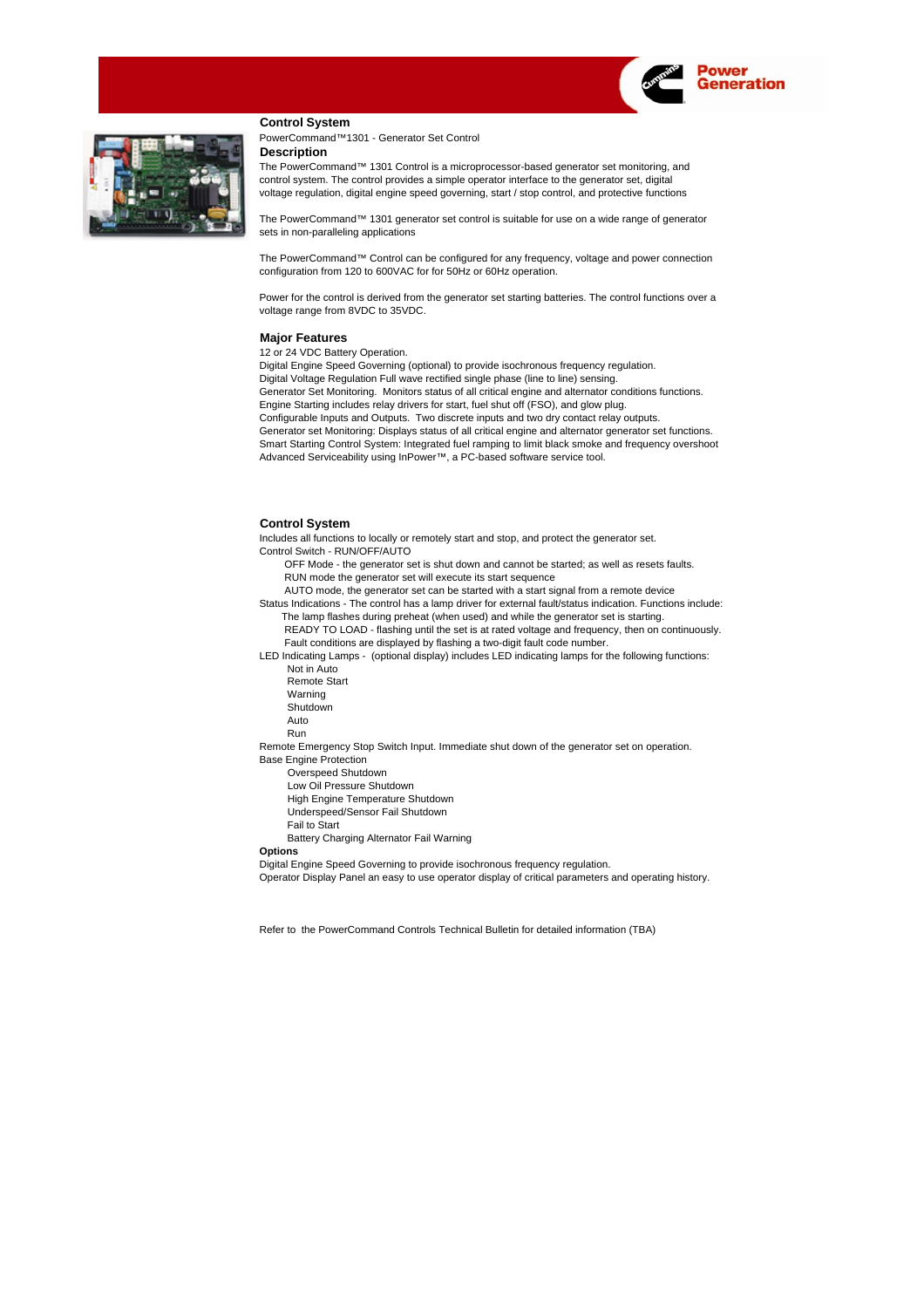## Control System

PowerCommand™1301 - Generator Set Control

### Description

The PowerCommand™ 1301 Control is a microprocessor-based generator set monitoring, and control system. The control provides a simple operator interface to the generator set, digital voltage regulation, digital engine speed governing, start / stop control, and protective functions

The PowerCommand™ 1301 generator set control is suitable for use on a wide range of generator sets in non-paralleling applications

The PowerCommand™ Control can be configured for any frequency, voltage and power connection configuration from 120 to 600VAC for for 50Hz or 60Hz operation.

Power for the control is derived from the generator set starting batteries. The control functions over a voltage range from 8VDC to 35VDC.

### Major Features

12 or 24 VDC Battery Operation.
Digital Engine Speed Governing (optional) to provide isochronous frequency regulation.
Digital Voltage Regulation Full wave rectified single phase (line to line) sensing.
Generator Set Monitoring. Monitors status of all critical engine and alternator conditions functions.
Engine Starting includes relay drivers for start, fuel shut off (FSO), and glow plug.
Configurable Inputs and Outputs. Two discrete inputs and two dry contact relay outputs.
Generator set Monitoring: Displays status of all critical engine and alternator generator set functions.
Smart Starting Control System: Integrated fuel ramping to limit black smoke and frequency overshoot
Advanced Serviceability using InPower™, a PC-based software service tool.

## Control System

Includes all functions to locally or remotely start and stop, and protect the generator set.
Control Switch - RUN/OFF/AUTO

- OFF Mode - the generator set is shut down and cannot be started; as well as resets faults.
- RUN mode the generator set will execute its start sequence
- AUTO mode, the generator set can be started with a start signal from a remote device

Status Indications - The control has a lamp driver for external fault/status indication. Functions include:

- The lamp flashes during preheat (when used) and while the generator set is starting.
- READY TO LOAD - flashing until the set is at rated voltage and frequency, then on continuously.
- Fault conditions are displayed by flashing a two-digit fault code number.

LED Indicating Lamps - (optional display) includes LED indicating lamps for the following functions:

- Not in Auto
- Remote Start
- Warning
- Shutdown
- Auto
- Run

Remote Emergency Stop Switch Input. Immediate shut down of the generator set on operation.
Base Engine Protection

- Overspeed Shutdown
- Low Oil Pressure Shutdown
- High Engine Temperature Shutdown
- Underspeed/Sensor Fail Shutdown
- Fail to Start
- Battery Charging Alternator Fail Warning

**Options**

Digital Engine Speed Governing to provide isochronous frequency regulation.
Operator Display Panel an easy to use operator display of critical parameters and operating history.

Refer to the PowerCommand Controls Technical Bulletin for detailed information (TBA)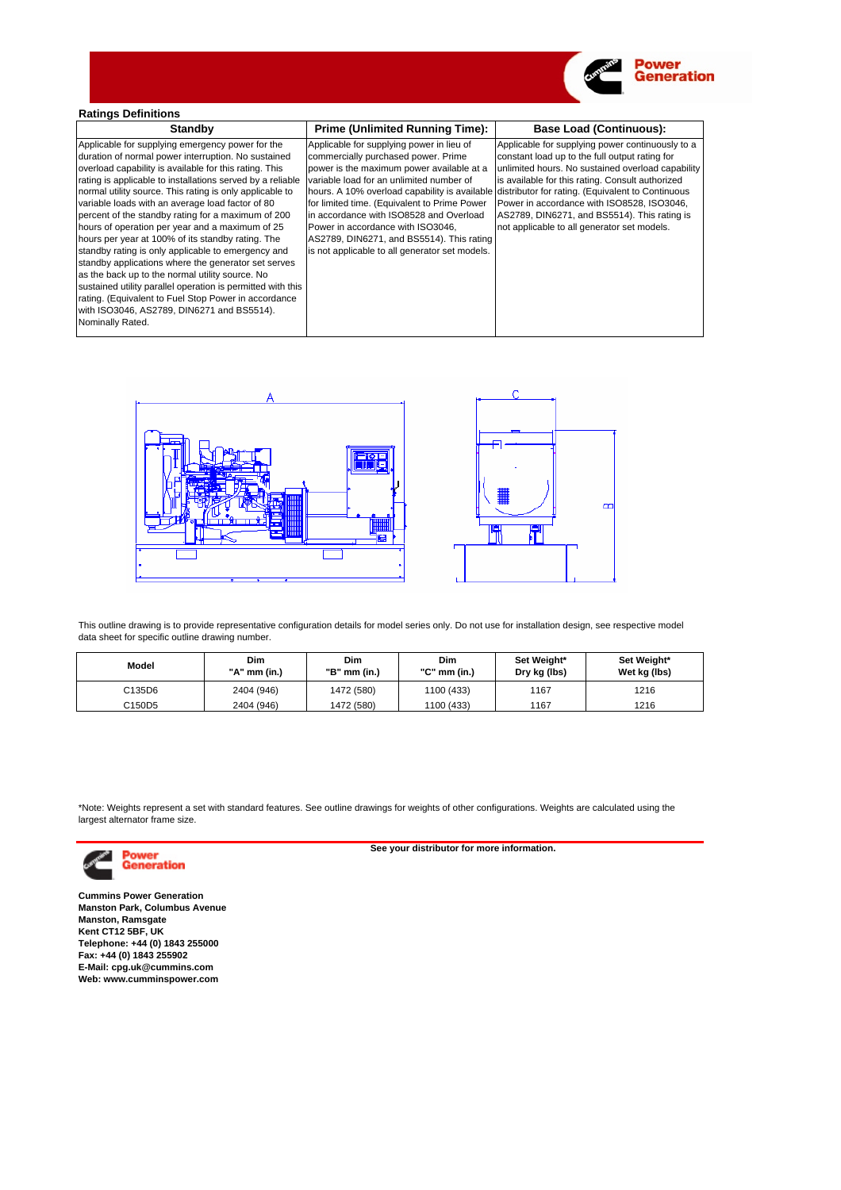## Ratings Definitions

| Standby | Prime (Unlimited Running Time): | Base Load (Continuous): |
|---|---|---|
| Applicable for supplying emergency power for the duration of normal power interruption. No sustained overload capability is available for this rating. This rating is applicable to installations served by a reliable normal utility source. This rating is only applicable to variable loads with an average load factor of 80 percent of the standby rating for a maximum of 200 hours of operation per year and a maximum of 25 hours per year at 100% of its standby rating. The standby rating is only applicable to emergency and standby applications where the generator set serves as the back up to the normal utility source. No sustained utility parallel operation is permitted with this rating. (Equivalent to Fuel Stop Power in accordance with ISO3046, AS2789, DIN6271 and BS5514). Nominally Rated. | Applicable for supplying power in lieu of commercially purchased power. Prime power is the maximum power available at a variable load for an unlimited number of hours. A 10% overload capability is available for limited time. (Equivalent to Prime Power in accordance with ISO8528 and Overload Power in accordance with ISO3046, AS2789, DIN6271, and BS5514). This rating is not applicable to all generator set models. | Applicable for supplying power continuously to a constant load up to the full output rating for unlimited hours. No sustained overload capability is available for this rating. Consult authorized distributor for rating. (Equivalent to Continuous Power in accordance with ISO8528, ISO3046, AS2789, DIN6271, and BS5514). This rating is not applicable to all generator set models. |

A

C

B

This outline drawing is to provide representative configuration details for model series only. Do not use for installation design, see respective model data sheet for specific outline drawing number.

| Model | Dim "A" mm (in.) | Dim "B" mm (in.) | Dim "C" mm (in.) | Set Weight* Dry kg (lbs) | Set Weight* Wet kg (lbs) |
|---|---|---|---|---|---|
| C135D6 | 2404 (946) | 1472 (580) | 1100 (433) | 1167 | 1216 |
| C150D5 | 2404 (946) | 1472 (580) | 1100 (433) | 1167 | 1216 |

*Note: Weights represent a set with standard features. See outline drawings for weights of other configurations. Weights are calculated using the largest alternator frame size.

**See your distributor for more information.**

**Cummins Power Generation**
**Manston Park, Columbus Avenue**
**Manston, Ramsgate**
**Kent CT12 5BF, UK**
**Telephone: +44 (0) 1843 255000**
**Fax: +44 (0) 1843 255902**
**E-Mail: cpg.uk@cummins.com**
**Web: www.cumminspower.com**